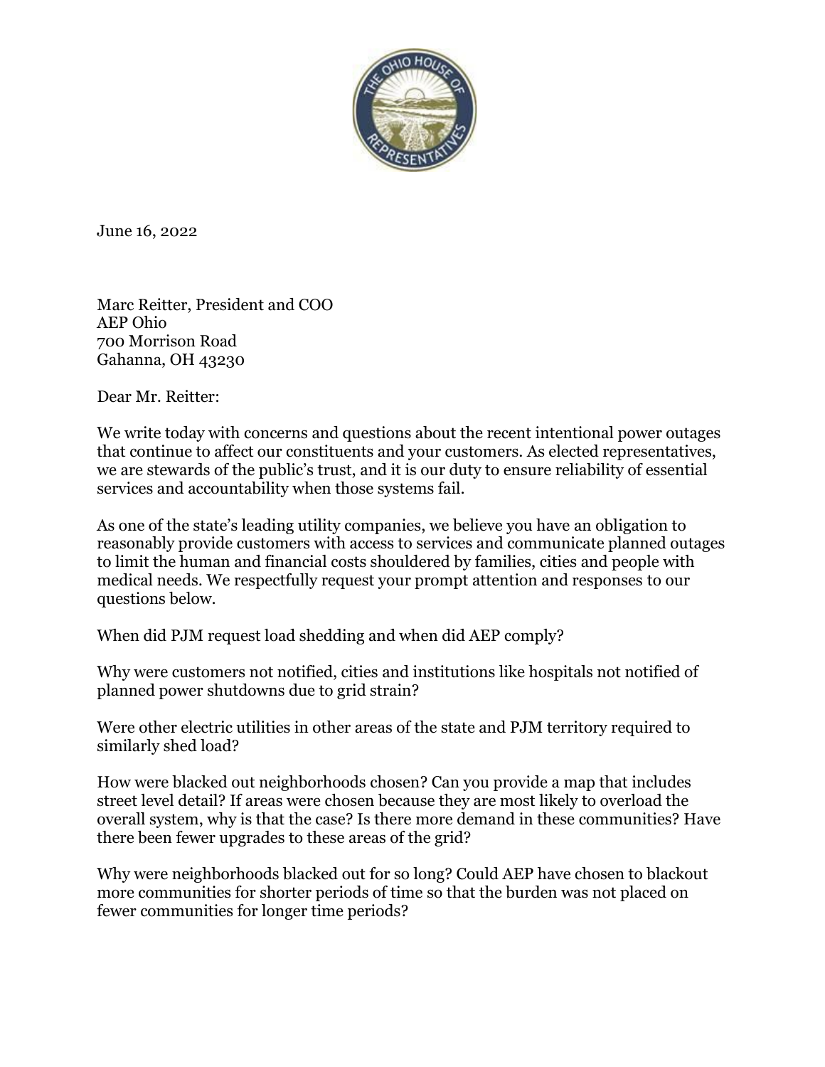June 16, 2022

Marc Reitter, President and COO
AEP Ohio
700 Morrison Road
Gahanna, OH 43230

Dear Mr. Reitter:

We write today with concerns and questions about the recent intentional power outages that continue to affect our constituents and your customers. As elected representatives, we are stewards of the public's trust, and it is our duty to ensure reliability of essential services and accountability when those systems fail.

As one of the state's leading utility companies, we believe you have an obligation to reasonably provide customers with access to services and communicate planned outages to limit the human and financial costs shouldered by families, cities and people with medical needs. We respectfully request your prompt attention and responses to our questions below.

When did PJM request load shedding and when did AEP comply?

Why were customers not notified, cities and institutions like hospitals not notified of planned power shutdowns due to grid strain?

Were other electric utilities in other areas of the state and PJM territory required to similarly shed load?

How were blacked out neighborhoods chosen? Can you provide a map that includes street level detail? If areas were chosen because they are most likely to overload the overall system, why is that the case? Is there more demand in these communities? Have there been fewer upgrades to these areas of the grid?

Why were neighborhoods blacked out for so long? Could AEP have chosen to blackout more communities for shorter periods of time so that the burden was not placed on fewer communities for longer time periods?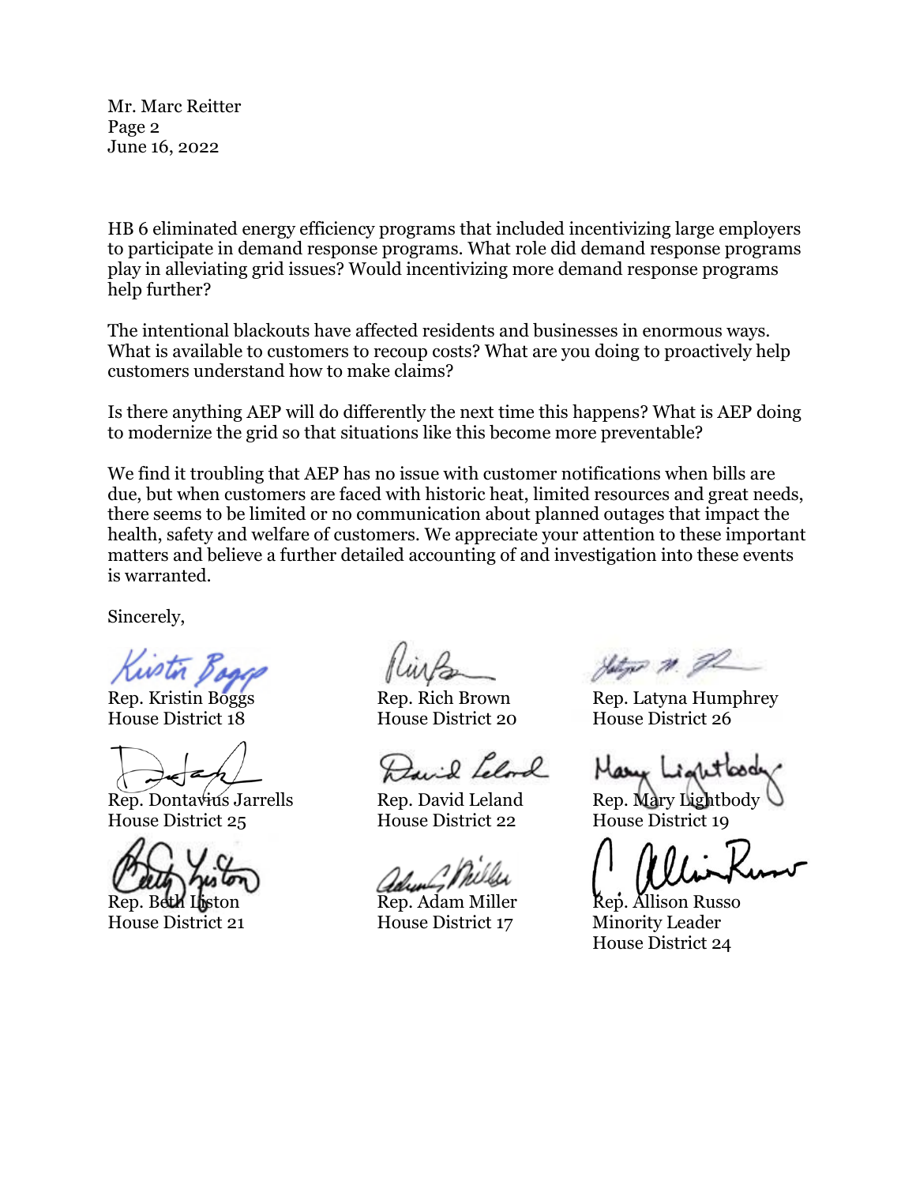Mr. Marc Reitter
Page 2
June 16, 2022

HB 6 eliminated energy efficiency programs that included incentivizing large employers to participate in demand response programs. What role did demand response programs play in alleviating grid issues? Would incentivizing more demand response programs help further?

The intentional blackouts have affected residents and businesses in enormous ways. What is available to customers to recoup costs? What are you doing to proactively help customers understand how to make claims?

Is there anything AEP will do differently the next time this happens? What is AEP doing to modernize the grid so that situations like this become more preventable?

We find it troubling that AEP has no issue with customer notifications when bills are due, but when customers are faced with historic heat, limited resources and great needs, there seems to be limited or no communication about planned outages that impact the health, safety and welfare of customers. We appreciate your attention to these important matters and believe a further detailed accounting of and investigation into these events is warranted.

Sincerely,

Rep. Kristin Boggs
House District 18

Rep. Rich Brown
House District 20

Rep. Latyna Humphrey
House District 26

Rep. Dontavius Jarrells
House District 25

Rep. David Leland
House District 22

Rep. Mary Lightbody
House District 19

Rep. Beth Liston
House District 21

Rep. Adam Miller
House District 17

Rep. Allison Russo
Minority Leader
House District 24